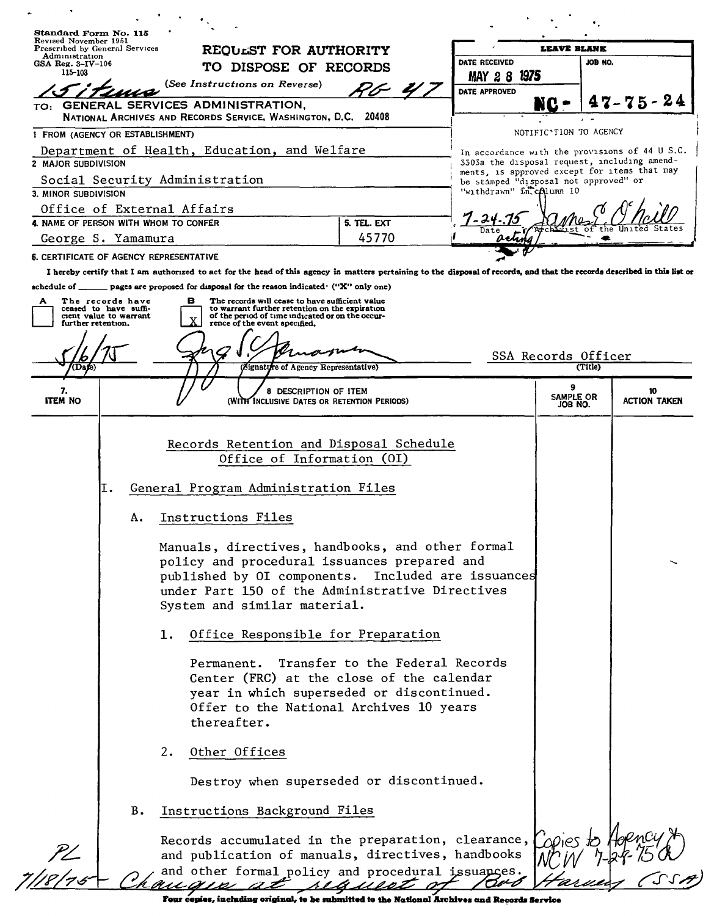Standard Form No. 115
Revised November 1951
Prescribed by General Services Administration
GSA Reg. 3-IV-106
115-103

# REQUEST FOR AUTHORITY TO DISPOSE OF RECORDS

(See Instructions on Reverse)

15 items RG 47

TO: GENERAL SERVICES ADMINISTRATION,
NATIONAL ARCHIVES AND RECORDS SERVICE, WASHINGTON, D.C. 20408

| LEAVE BLANK | |
|---|---|
| DATE RECEIVED | JOB NO. |
| MAY 28 1975 | |
| DATE APPROVED | NC- 47-75-24 |

NOTIFICATION TO AGENCY

In accordance with the provisions of 44 U.S.C. 3303a the disposal request, including amendments, is approved except for items that may be stamped "disposal not approved" or "withdrawn" in column 10

7-24-75 — James E. O'Neill, acting Archivist of the United States
Date

1. FROM (AGENCY OR ESTABLISHMENT)
Department of Health, Education, and Welfare

2. MAJOR SUBDIVISION
Social Security Administration

3. MINOR SUBDIVISION
Office of External Affairs

4. NAME OF PERSON WITH WHOM TO CONFER
George S. Yamamura

5. TEL. EXT
45770

6. CERTIFICATE OF AGENCY REPRESENTATIVE

I hereby certify that I am authorized to act for the head of this agency in matters pertaining to the disposal of records, and that the records described in this list or schedule of ______ pages are proposed for disposal for the reason indicated: ("X" only one)

- [ ] A The records have ceased to have sufficient value to warrant further retention.
- [X] B The records will cease to have sufficient value to warrant further retention on the expiration of the period of time indicated or on the occurrence of the event specified.

5/6/75 (Date) — George S. Yamamura (Signature of Agency Representative) — SSA Records Officer (Title)

| 7. ITEM NO | 8. DESCRIPTION OF ITEM (WITH INCLUSIVE DATES OR RETENTION PERIODS) | 9. SAMPLE OR JOB NO. | 10. ACTION TAKEN |
|---|---|---|---|

## Records Retention and Disposal Schedule
## Office of Information (OI)

I. General Program Administration Files

A. Instructions Files

Manuals, directives, handbooks, and other formal policy and procedural issuances prepared and published by OI components. Included are issuances under Part 150 of the Administrative Directives System and similar material.

1. Office Responsible for Preparation

Permanent. Transfer to the Federal Records Center (FRC) at the close of the calendar year in which superseded or discontinued. Offer to the National Archives 10 years thereafter.

2. Other Offices

Destroy when superseded or discontinued.

B. Instructions Background Files

Records accumulated in the preparation, clearance, and publication of manuals, directives, handbooks and other formal policy and procedural issuances.

Copies to Agency & NCW 7-28-75

PL 7/18/75 — Change at request of Bob Harvey (SSA)

Four copies, including original, to be submitted to the National Archives and Records Service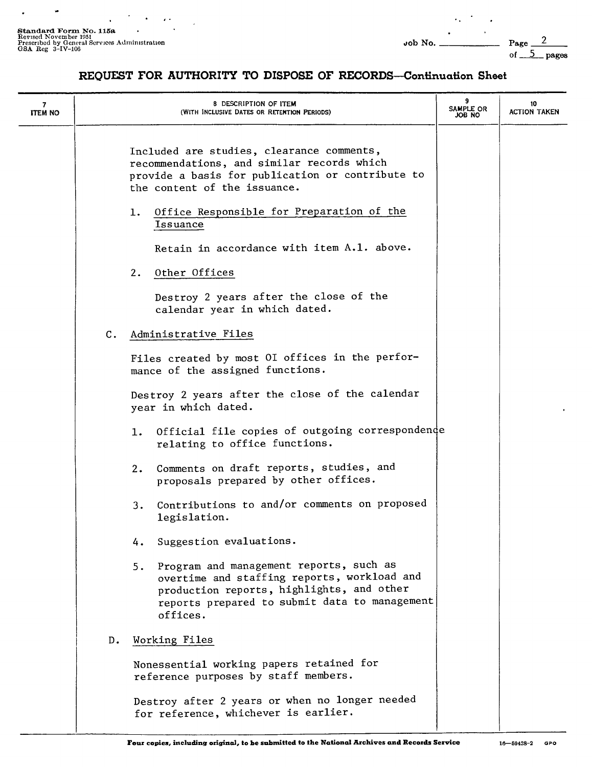## REQUEST FOR AUTHORITY TO DISPOSE OF RECORDS—Continuation Sheet

| 7 ITEM NO | 8 DESCRIPTION OF ITEM (WITH INCLUSIVE DATES OR RETENTION PERIODS) | 9 SAMPLE OR JOB NO | 10 ACTION TAKEN |
|---|---|---|---|

Included are studies, clearance comments, recommendations, and similar records which provide a basis for publication or contribute to the content of the issuance.

1. Office Responsible for Preparation of the Issuance

   Retain in accordance with item A.1. above.

2. Other Offices

   Destroy 2 years after the close of the calendar year in which dated.

C. Administrative Files

Files created by most OI offices in the performance of the assigned functions.

Destroy 2 years after the close of the calendar year in which dated.

1. Official file copies of outgoing correspondence relating to office functions.
2. Comments on draft reports, studies, and proposals prepared by other offices.
3. Contributions to and/or comments on proposed legislation.
4. Suggestion evaluations.
5. Program and management reports, such as overtime and staffing reports, workload and production reports, highlights, and other reports prepared to submit data to management offices.

D. Working Files

Nonessential working papers retained for reference purposes by staff members.

Destroy after 2 years or when no longer needed for reference, whichever is earlier.

**Four copies, including original, to be submitted to the National Archives and Records Service**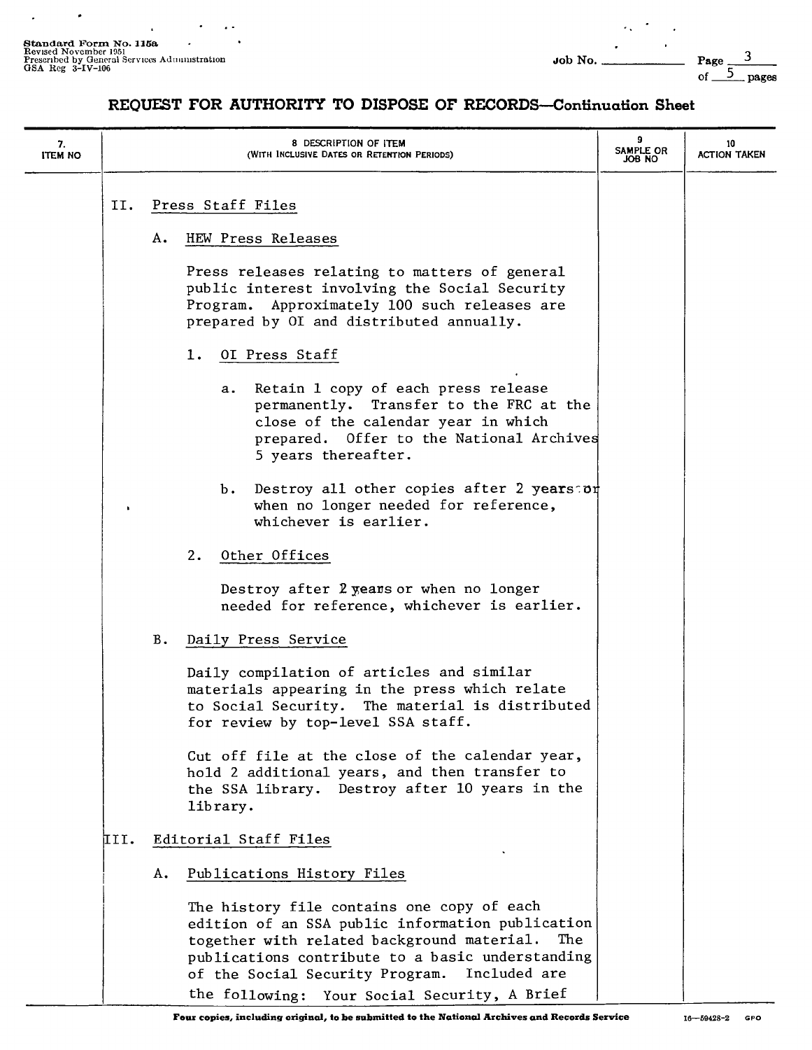Standard Form No. 115a
Revised November 1951
Prescribed by General Services Administration
GSA Reg 3-IV-106

Job No. ____________ Page 3 of 5 pages

## REQUEST FOR AUTHORITY TO DISPOSE OF RECORDS—Continuation Sheet

| 7. ITEM NO | 8 DESCRIPTION OF ITEM (WITH INCLUSIVE DATES OR RETENTION PERIODS) | 9 SAMPLE OR JOB NO | 10 ACTION TAKEN |
|---|---|---|---|
| | II. Press Staff Files | | |
| | A. HEW Press Releases | | |
| | Press releases relating to matters of general public interest involving the Social Security Program. Approximately 100 such releases are prepared by OI and distributed annually. | | |
| | 1. OI Press Staff | | |
| | a. Retain 1 copy of each press release permanently. Transfer to the FRC at the close of the calendar year in which prepared. Offer to the National Archives 5 years thereafter. | | |
| | b. Destroy all other copies after 2 years or when no longer needed for reference, whichever is earlier. | | |
| | 2. Other Offices | | |
| | Destroy after 2 years or when no longer needed for reference, whichever is earlier. | | |
| | B. Daily Press Service | | |
| | Daily compilation of articles and similar materials appearing in the press which relate to Social Security. The material is distributed for review by top-level SSA staff. | | |
| | Cut off file at the close of the calendar year, hold 2 additional years, and then transfer to the SSA library. Destroy after 10 years in the library. | | |
| | III. Editorial Staff Files | | |
| | A. Publications History Files | | |
| | The history file contains one copy of each edition of an SSA public information publication together with related background material. The publications contribute to a basic understanding of the Social Security Program. Included are the following: Your Social Security, A Brief | | |

Four copies, including original, to be submitted to the National Archives and Records Service

16—59428-2 GPO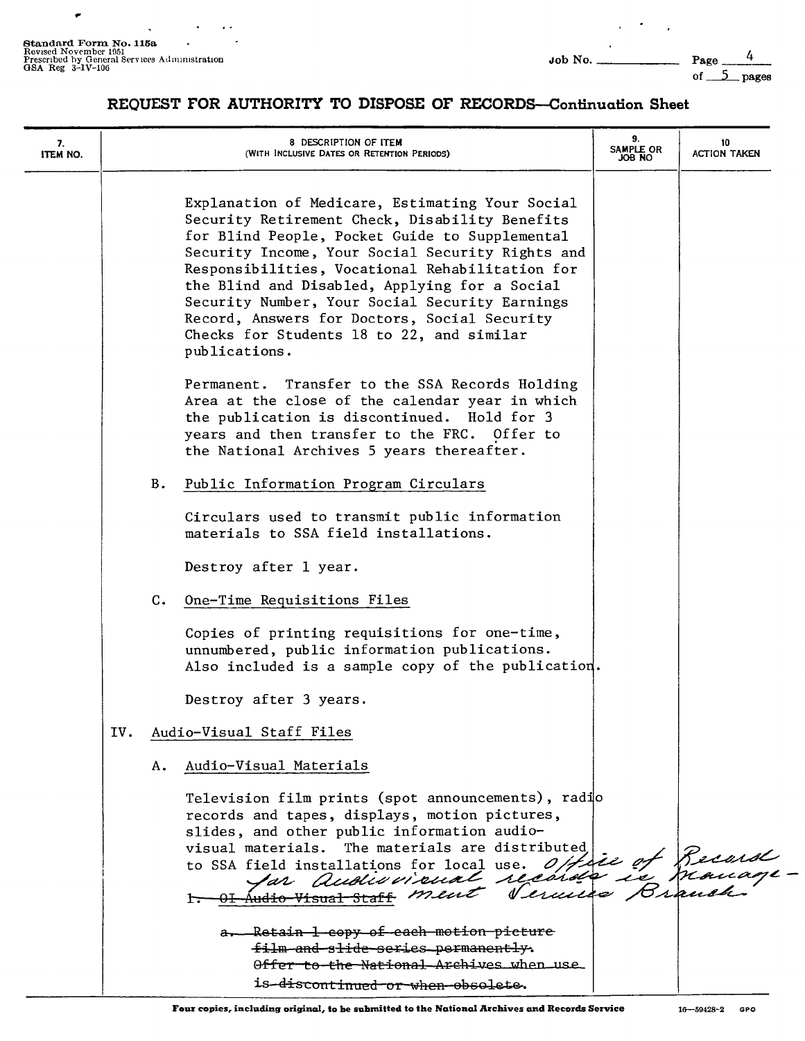# REQUEST FOR AUTHORITY TO DISPOSE OF RECORDS—Continuation Sheet

| 7. ITEM NO. | 8 DESCRIPTION OF ITEM (WITH INCLUSIVE DATES OR RETENTION PERIODS) | 9. SAMPLE OR JOB NO | 10 ACTION TAKEN |
|---|---|---|---|

Explanation of Medicare, Estimating Your Social Security Retirement Check, Disability Benefits for Blind People, Pocket Guide to Supplemental Security Income, Your Social Security Rights and Responsibilities, Vocational Rehabilitation for the Blind and Disabled, Applying for a Social Security Number, Your Social Security Earnings Record, Answers for Doctors, Social Security Checks for Students 18 to 22, and similar publications.

Permanent. Transfer to the SSA Records Holding Area at the close of the calendar year in which the publication is discontinued. Hold for 3 years and then transfer to the FRC. Offer to the National Archives 5 years thereafter.

B. Public Information Program Circulars

Circulars used to transmit public information materials to SSA field installations.

Destroy after 1 year.

C. One-Time Requisitions Files

Copies of printing requisitions for one-time, unnumbered, public information publications. Also included is a sample copy of the publication.

Destroy after 3 years.

IV. Audio-Visual Staff Files

A. Audio-Visual Materials

Television film prints (spot announcements), radio records and tapes, displays, motion pictures, slides, and other public information audio-visual materials. The materials are distributed to SSA field installations for local use. Office of Record for audiovisual records is Management Services Branch.

~~1. OI Audio Visual Staff~~

~~a. Retain 1 copy of each motion picture film and slide series permanently. Offer to the National Archives when use is discontinued or when obsolete.~~

Four copies, including original, to be submitted to the National Archives and Records Service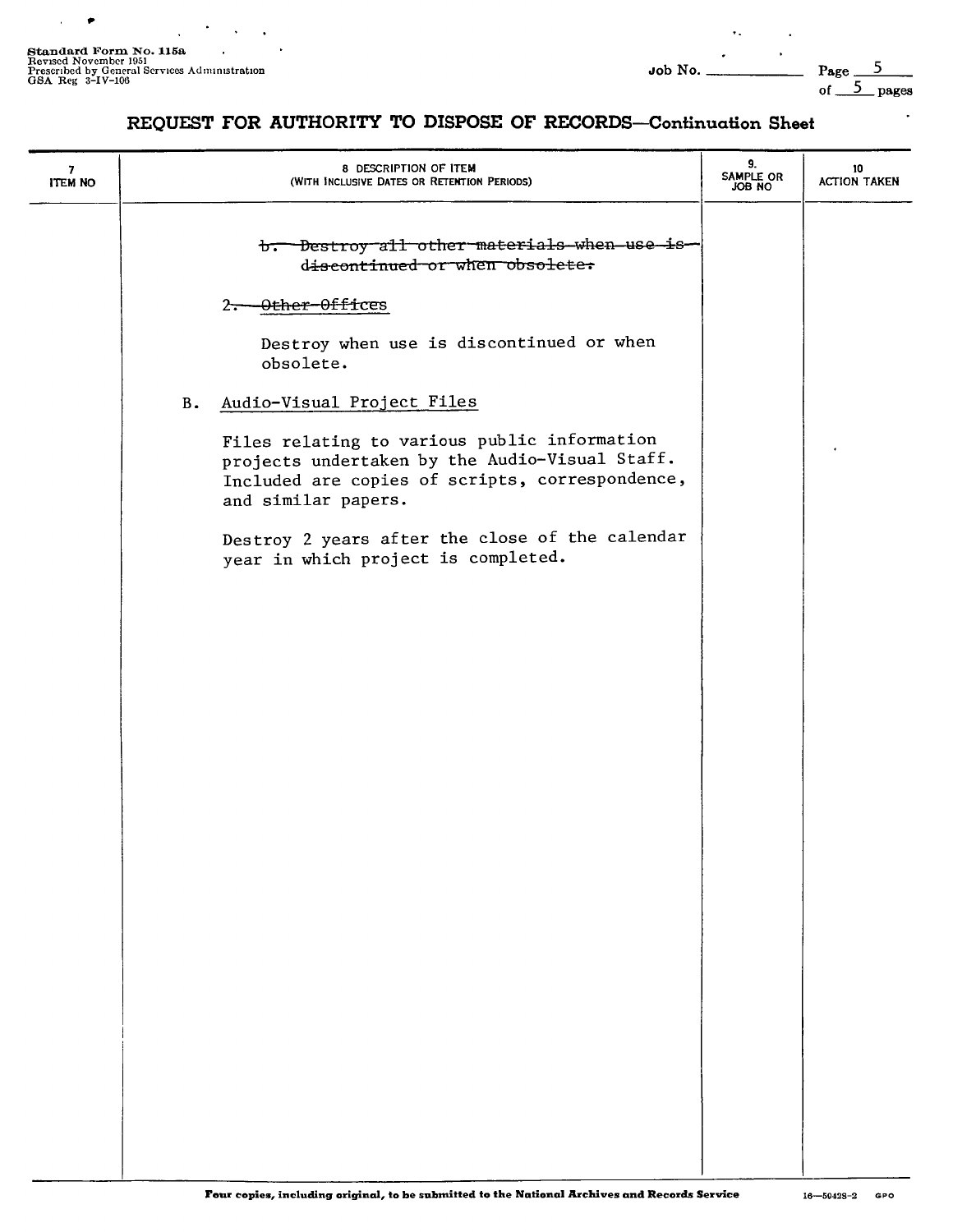Standard Form No. 115a
Revised November 1951
Prescribed by General Services Administration
GSA Reg 3-IV-106

Job No. ________

## REQUEST FOR AUTHORITY TO DISPOSE OF RECORDS—Continuation Sheet

| 7 ITEM NO | 8 DESCRIPTION OF ITEM (WITH INCLUSIVE DATES OR RETENTION PERIODS) | 9. SAMPLE OR JOB NO | 10 ACTION TAKEN |
|---|---|---|---|
| | ~~b. Destroy all other materials when use is discontinued or when obsolete.~~ | | |
| | ~~2. Other Offices~~ | | |
| | Destroy when use is discontinued or when obsolete. | | |
| | B. Audio-Visual Project Files | | |
| | Files relating to various public information projects undertaken by the Audio-Visual Staff. Included are copies of scripts, correspondence, and similar papers. | | |
| | Destroy 2 years after the close of the calendar year in which project is completed. | | |

Four copies, including original, to be submitted to the National Archives and Records Service

16—50428-2 GPO